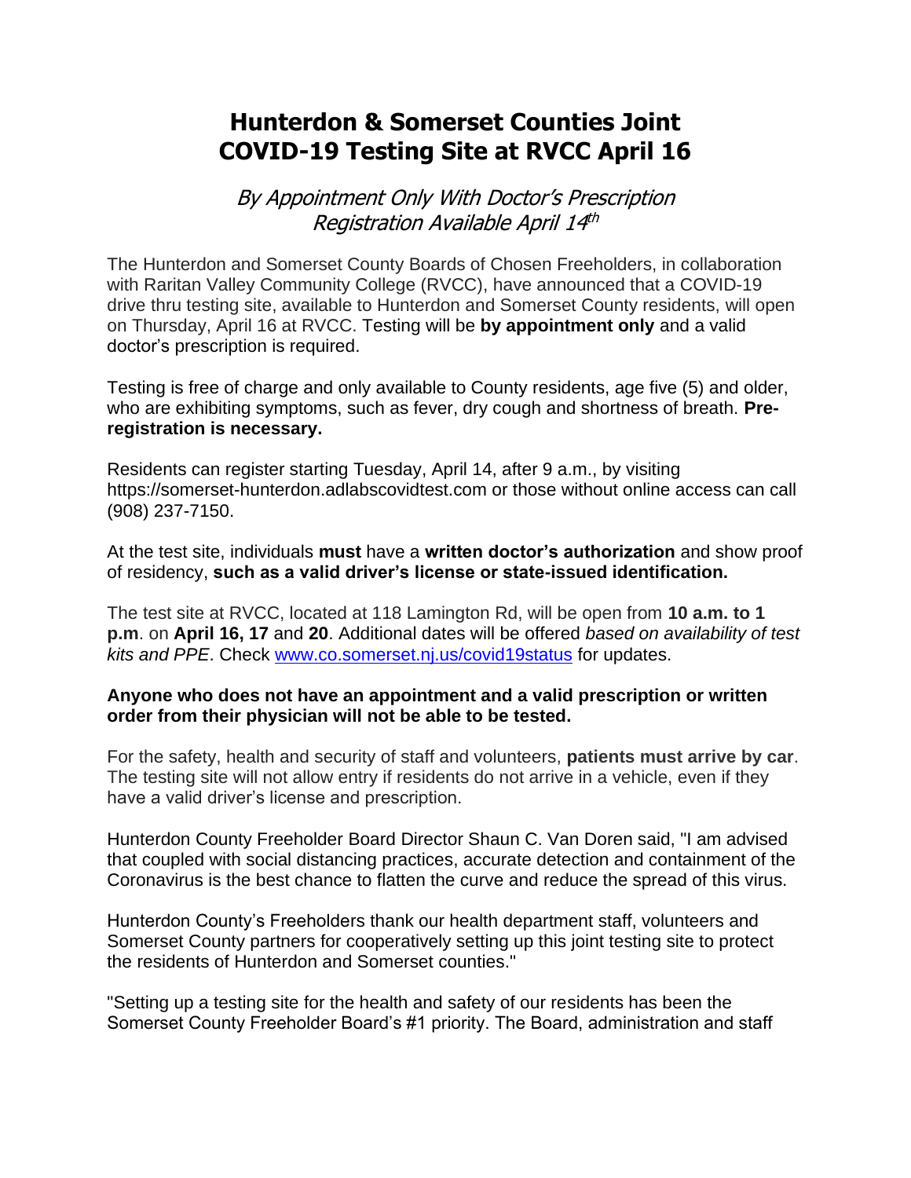# Hunterdon & Somerset Counties Joint COVID-19 Testing Site at RVCC April 16

*By Appointment Only With Doctor's Prescription*
*Registration Available April 14th*

The Hunterdon and Somerset County Boards of Chosen Freeholders, in collaboration with Raritan Valley Community College (RVCC), have announced that a COVID-19 drive thru testing site, available to Hunterdon and Somerset County residents, will open on Thursday, April 16 at RVCC. Testing will be **by appointment only** and a valid doctor's prescription is required.

Testing is free of charge and only available to County residents, age five (5) and older, who are exhibiting symptoms, such as fever, dry cough and shortness of breath. **Pre-registration is necessary.**

Residents can register starting Tuesday, April 14, after 9 a.m., by visiting https://somerset-hunterdon.adlabscovidtest.com or those without online access can call (908) 237-7150.

At the test site, individuals **must** have a **written doctor's authorization** and show proof of residency, **such as a valid driver's license or state-issued identification.**

The test site at RVCC, located at 118 Lamington Rd, will be open from **10 a.m. to 1 p.m**. on **April 16, 17** and **20**. Additional dates will be offered *based on availability of test kits and PPE*. Check www.co.somerset.nj.us/covid19status for updates.

**Anyone who does not have an appointment and a valid prescription or written order from their physician will not be able to be tested.**

For the safety, health and security of staff and volunteers, **patients must arrive by car**. The testing site will not allow entry if residents do not arrive in a vehicle, even if they have a valid driver's license and prescription.

Hunterdon County Freeholder Board Director Shaun C. Van Doren said, "I am advised that coupled with social distancing practices, accurate detection and containment of the Coronavirus is the best chance to flatten the curve and reduce the spread of this virus.

Hunterdon County's Freeholders thank our health department staff, volunteers and Somerset County partners for cooperatively setting up this joint testing site to protect the residents of Hunterdon and Somerset counties."

"Setting up a testing site for the health and safety of our residents has been the Somerset County Freeholder Board's #1 priority. The Board, administration and staff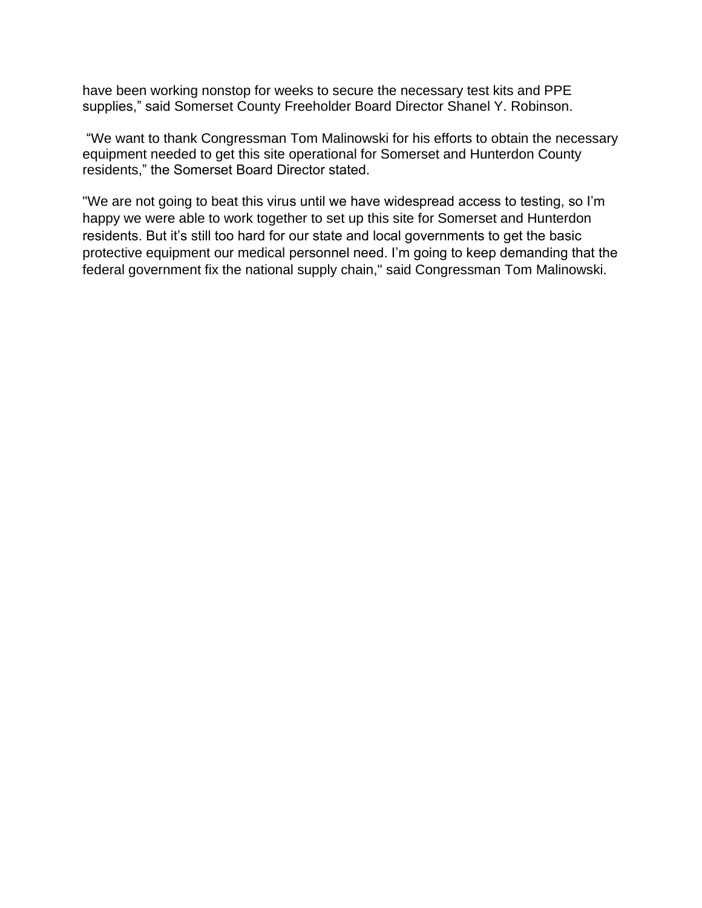have been working nonstop for weeks to secure the necessary test kits and PPE supplies," said Somerset County Freeholder Board Director Shanel Y. Robinson.

"We want to thank Congressman Tom Malinowski for his efforts to obtain the necessary equipment needed to get this site operational for Somerset and Hunterdon County residents," the Somerset Board Director stated.

"We are not going to beat this virus until we have widespread access to testing, so I'm happy we were able to work together to set up this site for Somerset and Hunterdon residents. But it's still too hard for our state and local governments to get the basic protective equipment our medical personnel need. I'm going to keep demanding that the federal government fix the national supply chain," said Congressman Tom Malinowski.